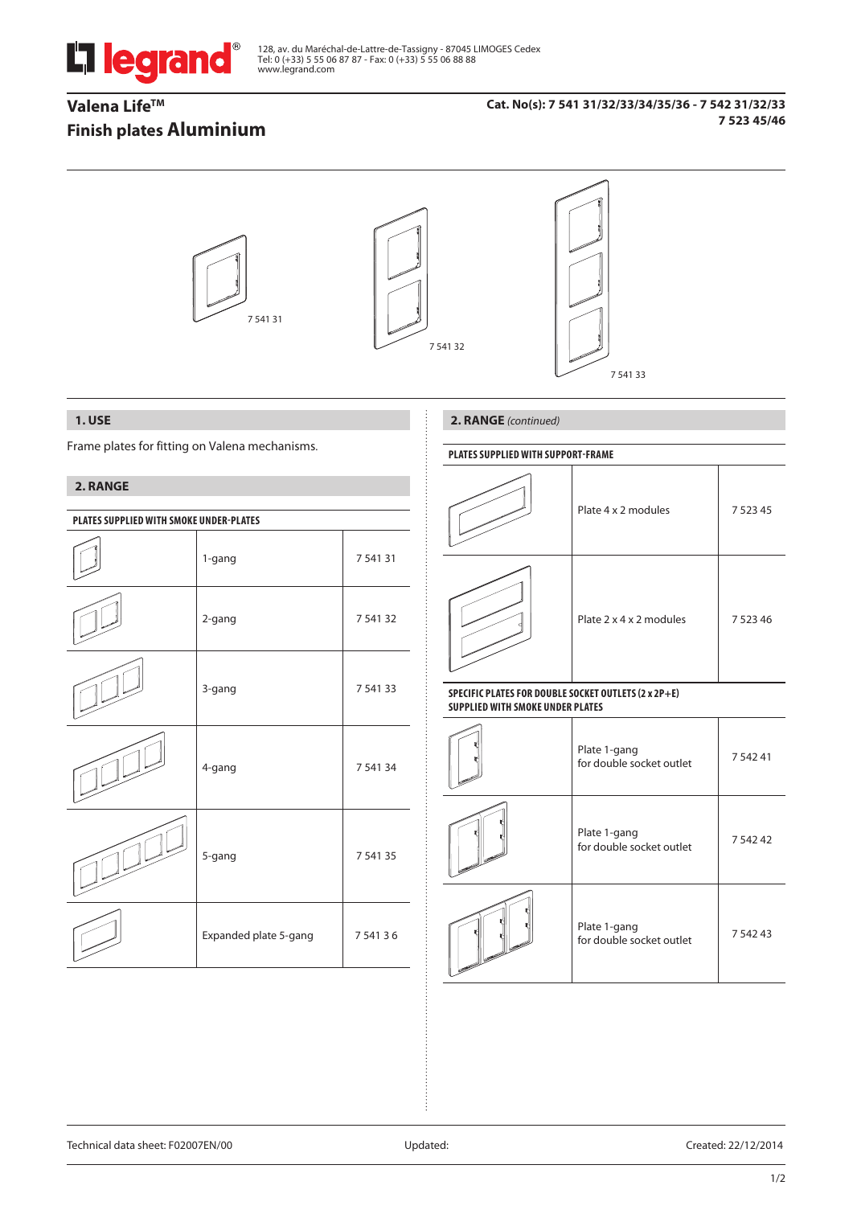128, av. du Maréchal-de-Lattre-de-Tassigny - 87045 LIMOGES Cedex
Tel: 0 (+33) 5 55 06 87 87 - Fax: 0 (+33) 5 55 06 88 88
www.legrand.com

# Valena Life™
# Finish plates Aluminium

**Cat. No(s): 7 541 31/32/33/34/35/36 - 7 542 31/32/33**
**7 523 45/46**

7 541 31

7 541 32

7 541 33

## 1. USE

Frame plates for fitting on Valena mechanisms.

## 2. RANGE

**PLATES SUPPLIED WITH SMOKE UNDER-PLATES**

| | | |
|---|---|---|
| | 1-gang | 7 541 31 |
| | 2-gang | 7 541 32 |
| | 3-gang | 7 541 33 |
| | 4-gang | 7 541 34 |
| | 5-gang | 7 541 35 |
| | Expanded plate 5-gang | 7 541 3 6 |

## 2. RANGE *(continued)*

**PLATES SUPPLIED WITH SUPPORT-FRAME**

| | | |
|---|---|---|
| | Plate 4 x 2 modules | 7 523 45 |
| | Plate 2 x 4 x 2 modules | 7 523 46 |

**SPECIFIC PLATES FOR DOUBLE SOCKET OUTLETS (2 x 2P+E) SUPPLIED WITH SMOKE UNDER PLATES**

| | | |
|---|---|---|
| | Plate 1-gang for double socket outlet | 7 542 41 |
| | Plate 1-gang for double socket outlet | 7 542 42 |
| | Plate 1-gang for double socket outlet | 7 542 43 |

Technical data sheet: F02007EN/00 | Updated: | Created: 22/12/2014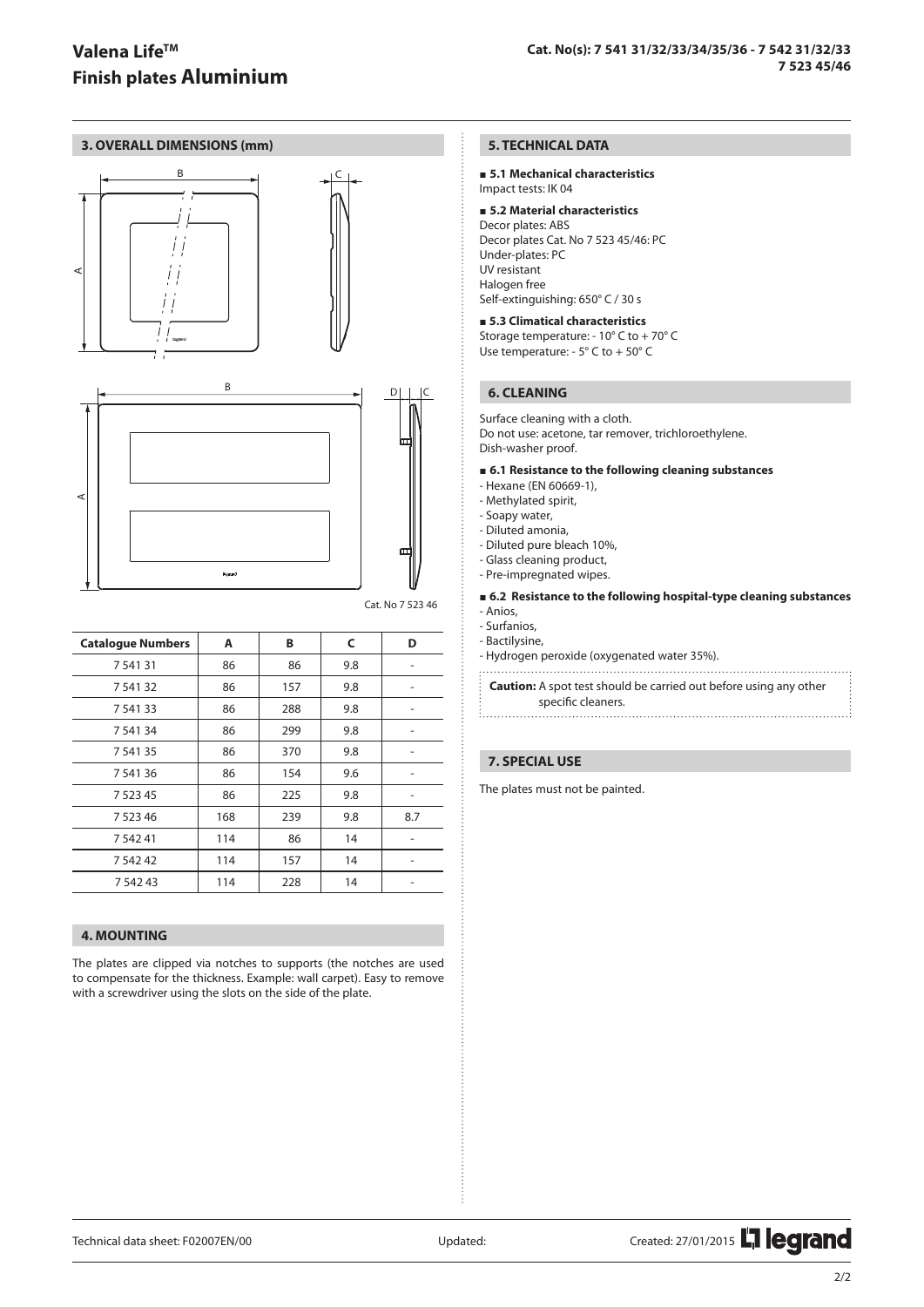# Valena Life™ Finish plates Aluminium

**Cat. No(s): 7 541 31/32/33/34/35/36 - 7 542 31/32/33 7 523 45/46**

## 3. OVERALL DIMENSIONS (mm)

B

C

A

B

D

C

A

Cat. No 7 523 46

| Catalogue Numbers | A | B | C | D |
|---|---|---|---|---|
| 7 541 31 | 86 | 86 | 9.8 | - |
| 7 541 32 | 86 | 157 | 9.8 | - |
| 7 541 33 | 86 | 288 | 9.8 | - |
| 7 541 34 | 86 | 299 | 9.8 | - |
| 7 541 35 | 86 | 370 | 9.8 | - |
| 7 541 36 | 86 | 154 | 9.6 | - |
| 7 523 45 | 86 | 225 | 9.8 | - |
| 7 523 46 | 168 | 239 | 9.8 | 8.7 |
| 7 542 41 | 114 | 86 | 14 | - |
| 7 542 42 | 114 | 157 | 14 | - |
| 7 542 43 | 114 | 228 | 14 | - |

## 4. MOUNTING

The plates are clipped via notches to supports (the notches are used to compensate for the thickness. Example: wall carpet). Easy to remove with a screwdriver using the slots on the side of the plate.

## 5. TECHNICAL DATA

### ■ 5.1 Mechanical characteristics

Impact tests: IK 04

### ■ 5.2 Material characteristics

Decor plates: ABS
Decor plates Cat. No 7 523 45/46: PC
Under-plates: PC
UV resistant
Halogen free
Self-extinguishing: 650° C / 30 s

### ■ 5.3 Climatical characteristics

Storage temperature: - 10° C to + 70° C
Use temperature: - 5° C to + 50° C

## 6. CLEANING

Surface cleaning with a cloth.
Do not use: acetone, tar remover, trichloroethylene.
Dish-washer proof.

### ■ 6.1 Resistance to the following cleaning substances

- Hexane (EN 60669-1),
- Methylated spirit,
- Soapy water,
- Diluted amonia,
- Diluted pure bleach 10%,
- Glass cleaning product,
- Pre-impregnated wipes.

### ■ 6.2 Resistance to the following hospital-type cleaning substances

- Anios,
- Surfanios,
- Bactilysine,
- Hydrogen peroxide (oxygenated water 35%).

**Caution:** A spot test should be carried out before using any other specific cleaners.

## 7. SPECIAL USE

The plates must not be painted.

Technical data sheet: F02007EN/00 Updated: Created: 27/01/2015